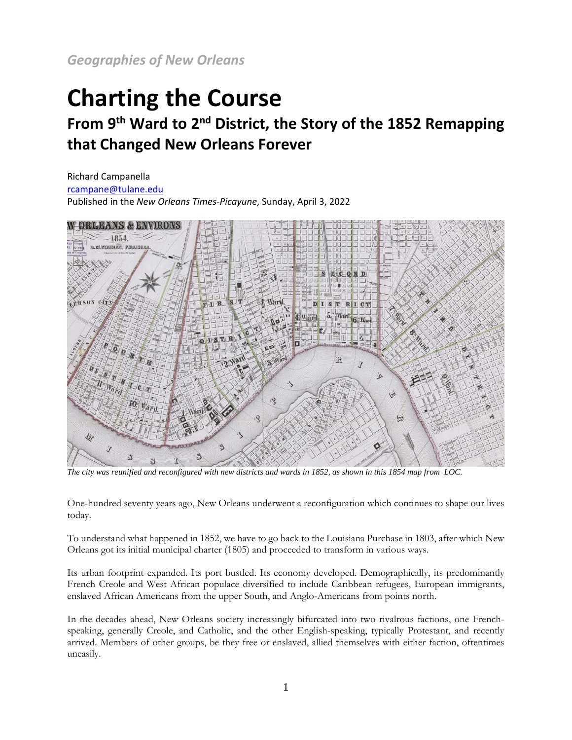*Geographies of New Orleans*

# Charting the Course

## From 9th Ward to 2nd District, the Story of the 1852 Remapping that Changed New Orleans Forever

Richard Campanella
rcampane@tulane.edu
Published in the *New Orleans Times-Picayune*, Sunday, April 3, 2022

*The city was reunified and reconfigured with new districts and wards in 1852, as shown in this 1854 map from LOC.*

One-hundred seventy years ago, New Orleans underwent a reconfiguration which continues to shape our lives today.

To understand what happened in 1852, we have to go back to the Louisiana Purchase in 1803, after which New Orleans got its initial municipal charter (1805) and proceeded to transform in various ways.

Its urban footprint expanded. Its port bustled. Its economy developed. Demographically, its predominantly French Creole and West African populace diversified to include Caribbean refugees, European immigrants, enslaved African Americans from the upper South, and Anglo-Americans from points north.

In the decades ahead, New Orleans society increasingly bifurcated into two rivalrous factions, one French-speaking, generally Creole, and Catholic, and the other English-speaking, typically Protestant, and recently arrived. Members of other groups, be they free or enslaved, allied themselves with either faction, oftentimes uneasily.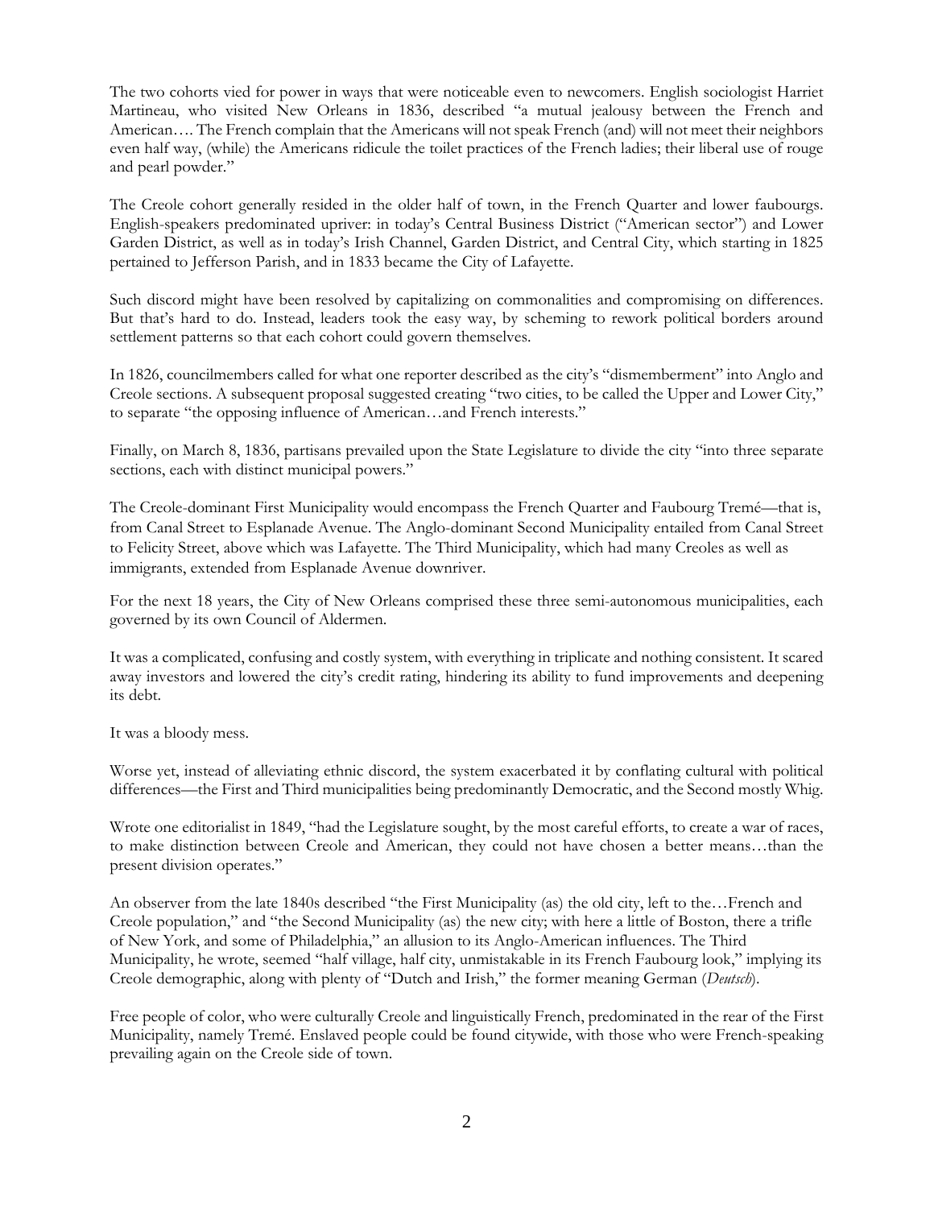The two cohorts vied for power in ways that were noticeable even to newcomers. English sociologist Harriet Martineau, who visited New Orleans in 1836, described "a mutual jealousy between the French and American…. The French complain that the Americans will not speak French (and) will not meet their neighbors even half way, (while) the Americans ridicule the toilet practices of the French ladies; their liberal use of rouge and pearl powder."

The Creole cohort generally resided in the older half of town, in the French Quarter and lower faubourgs. English-speakers predominated upriver: in today's Central Business District ("American sector") and Lower Garden District, as well as in today's Irish Channel, Garden District, and Central City, which starting in 1825 pertained to Jefferson Parish, and in 1833 became the City of Lafayette.

Such discord might have been resolved by capitalizing on commonalities and compromising on differences. But that's hard to do. Instead, leaders took the easy way, by scheming to rework political borders around settlement patterns so that each cohort could govern themselves.

In 1826, councilmembers called for what one reporter described as the city's "dismemberment" into Anglo and Creole sections. A subsequent proposal suggested creating "two cities, to be called the Upper and Lower City," to separate "the opposing influence of American…and French interests."

Finally, on March 8, 1836, partisans prevailed upon the State Legislature to divide the city "into three separate sections, each with distinct municipal powers."

The Creole-dominant First Municipality would encompass the French Quarter and Faubourg Tremé—that is, from Canal Street to Esplanade Avenue. The Anglo-dominant Second Municipality entailed from Canal Street to Felicity Street, above which was Lafayette. The Third Municipality, which had many Creoles as well as immigrants, extended from Esplanade Avenue downriver.

For the next 18 years, the City of New Orleans comprised these three semi-autonomous municipalities, each governed by its own Council of Aldermen.

It was a complicated, confusing and costly system, with everything in triplicate and nothing consistent. It scared away investors and lowered the city's credit rating, hindering its ability to fund improvements and deepening its debt.

It was a bloody mess.

Worse yet, instead of alleviating ethnic discord, the system exacerbated it by conflating cultural with political differences—the First and Third municipalities being predominantly Democratic, and the Second mostly Whig.

Wrote one editorialist in 1849, "had the Legislature sought, by the most careful efforts, to create a war of races, to make distinction between Creole and American, they could not have chosen a better means…than the present division operates."

An observer from the late 1840s described "the First Municipality (as) the old city, left to the…French and Creole population," and "the Second Municipality (as) the new city; with here a little of Boston, there a trifle of New York, and some of Philadelphia," an allusion to its Anglo-American influences. The Third Municipality, he wrote, seemed "half village, half city, unmistakable in its French Faubourg look," implying its Creole demographic, along with plenty of "Dutch and Irish," the former meaning German (*Deutsch*).

Free people of color, who were culturally Creole and linguistically French, predominated in the rear of the First Municipality, namely Tremé. Enslaved people could be found citywide, with those who were French-speaking prevailing again on the Creole side of town.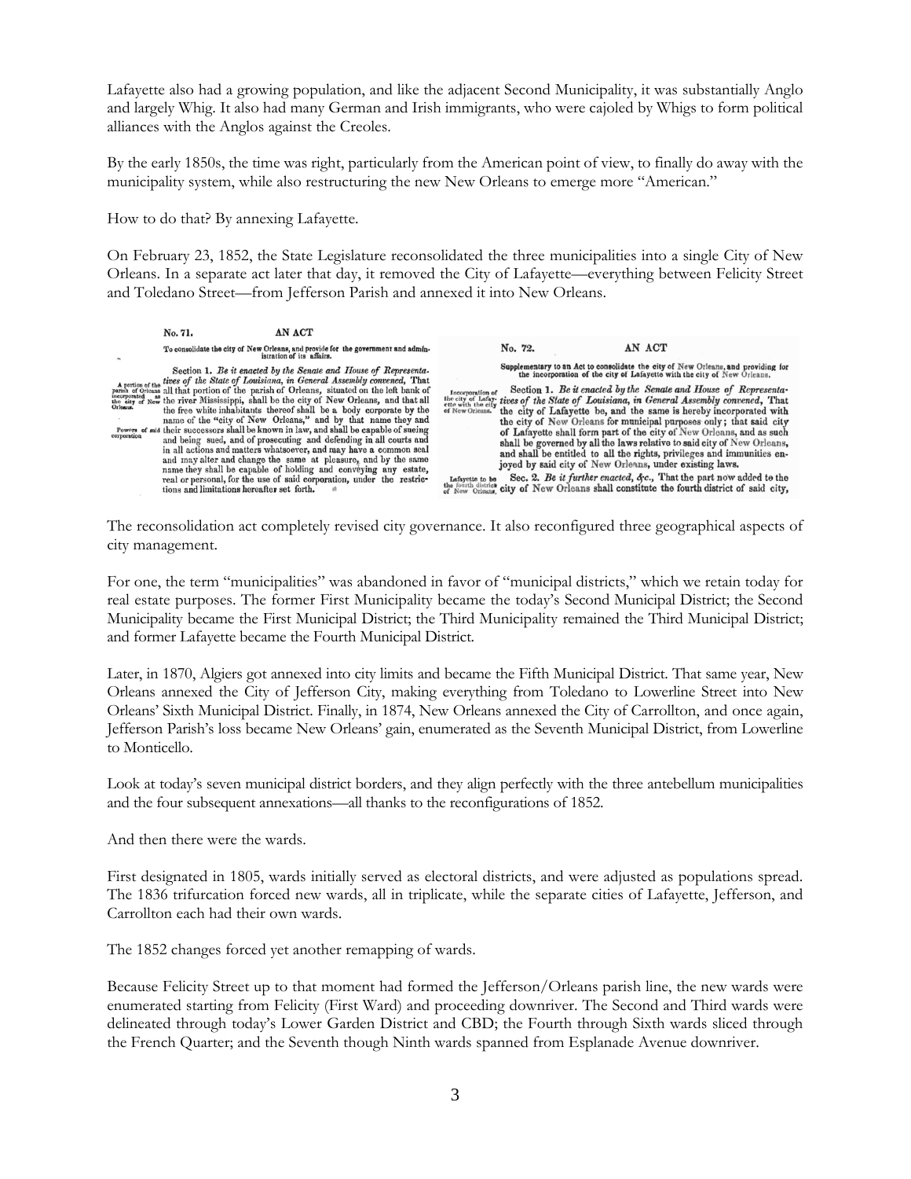Lafayette also had a growing population, and like the adjacent Second Municipality, it was substantially Anglo and largely Whig. It also had many German and Irish immigrants, who were cajoled by Whigs to form political alliances with the Anglos against the Creoles.

By the early 1850s, the time was right, particularly from the American point of view, to finally do away with the municipality system, while also restructuring the new New Orleans to emerge more "American."

How to do that? By annexing Lafayette.

On February 23, 1852, the State Legislature reconsolidated the three municipalities into a single City of New Orleans. In a separate act later that day, it removed the City of Lafayette—everything between Felicity Street and Toledano Street—from Jefferson Parish and annexed it into New Orleans.

No. 71. AN ACT

To consolidate the city of New Orleans, and provide for the government and administration of its affairs.

*A portion of the parish of Orleans incorporated as the city of New Orleans.* Section 1. *Be it enacted by the Senate and House of Representatives of the State of Louisiana, in General Assembly convened,* That all that portion of the parish of Orleans, situated on the left bank of the river Mississippi, shall be the city of New Orleans, and that all the free white inhabitants thereof shall be a body corporate by the name of the "city of New Orleans," and by that name they and *Powers of said corporation* their successors shall be known in law, and shall be capable of sueing and being sued, and of prosecuting and defending in all courts and in all actions and matters whatsoever, and may have a common seal and may alter and change the same at pleasure, and by the same name they shall be capable of holding and conveying any estate, real or personal, for the use of said corporation, under the restrictions and limitations hereafter set forth.

No. 72. AN ACT

Supplementary to an Act to consolidate the city of New Orleans, and providing for the incorporation of the city of Lafayette with the city of New Orleans.

*Incorporation of the city of Lafayette with the city of New Orleans.* Section 1. *Be it enacted by the Senate and House of Representatives of the State of Louisiana, in General Assembly convened,* That the city of Lafayette be, and the same is hereby incorporated with the city of New Orleans for municipal purposes only; that said city of Lafayette shall form part of the city of New Orleans, and as such shall be governed by all the laws relative to said city of New Orleans, and shall be entitled to all the rights, privileges and immunities enjoyed by said city of New Orleans, under existing laws.

*Lafayette to be the fourth district of New Orleans.* Sec. 2. *Be it further enacted, &c.,* That the part now added to the city of New Orleans shall constitute the fourth district of said city,

The reconsolidation act completely revised city governance. It also reconfigured three geographical aspects of city management.

For one, the term "municipalities" was abandoned in favor of "municipal districts," which we retain today for real estate purposes. The former First Municipality became the today's Second Municipal District; the Second Municipality became the First Municipal District; the Third Municipality remained the Third Municipal District; and former Lafayette became the Fourth Municipal District.

Later, in 1870, Algiers got annexed into city limits and became the Fifth Municipal District. That same year, New Orleans annexed the City of Jefferson City, making everything from Toledano to Lowerline Street into New Orleans' Sixth Municipal District. Finally, in 1874, New Orleans annexed the City of Carrollton, and once again, Jefferson Parish's loss became New Orleans' gain, enumerated as the Seventh Municipal District, from Lowerline to Monticello.

Look at today's seven municipal district borders, and they align perfectly with the three antebellum municipalities and the four subsequent annexations—all thanks to the reconfigurations of 1852.

And then there were the wards.

First designated in 1805, wards initially served as electoral districts, and were adjusted as populations spread. The 1836 trifurcation forced new wards, all in triplicate, while the separate cities of Lafayette, Jefferson, and Carrollton each had their own wards.

The 1852 changes forced yet another remapping of wards.

Because Felicity Street up to that moment had formed the Jefferson/Orleans parish line, the new wards were enumerated starting from Felicity (First Ward) and proceeding downriver. The Second and Third wards were delineated through today's Lower Garden District and CBD; the Fourth through Sixth wards sliced through the French Quarter; and the Seventh though Ninth wards spanned from Esplanade Avenue downriver.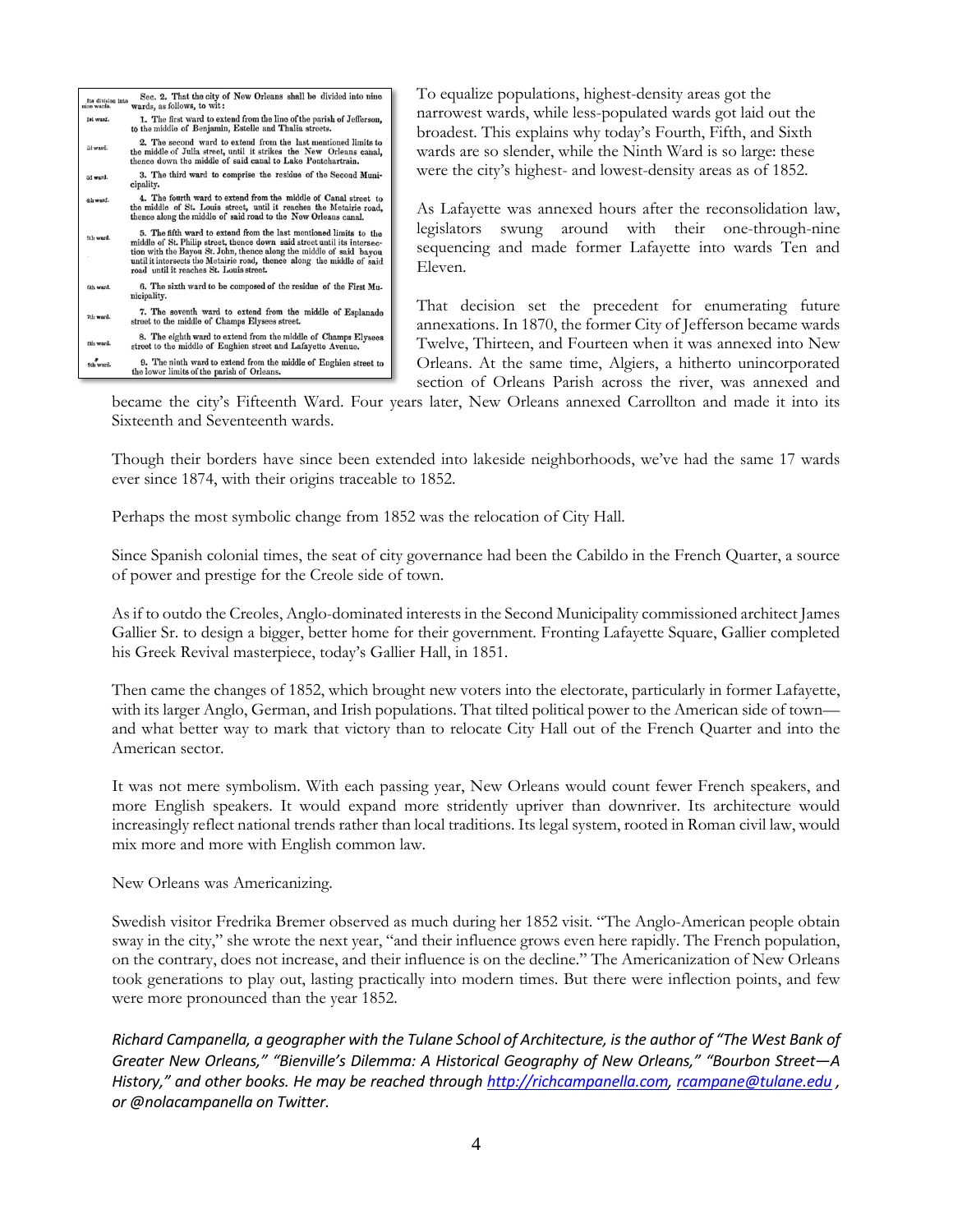| | |
|---|---|
| Its division into nine wards. | Sec. 2. That the city of New Orleans shall be divided into nine wards, as follows, to wit: |
| 1st ward. | 1. The first ward to extend from the line of the parish of Jefferson, to the middle of Benjamin, Estelle and Thalia streets. |
| 2d ward. | 2. The second ward to extend from the last mentioned limits to the middle of Julia street, until it strikes the New Orleans canal, thence down the middle of said canal to Lake Pontchartrain. |
| 3d ward. | 3. The third ward to comprise the residue of the Second Municipality. |
| 4th ward. | 4. The fourth ward to extend from the middle of Canal street to the middle of St. Louis street, until it reaches the Metairie road, thence along the middle of said road to the New Orleans canal. |
| 5th ward. | 5. The fifth ward to extend from the last mentioned limits to the middle of St. Philip street, thence down said street until its intersection with the Bayou St. John, thence along the middle of said bayou until it intersects the Metairie road, thence along the middle of said road until it reaches St. Louis street. |
| 6th ward. | 6. The sixth ward to be composed of the residue of the First Municipality. |
| 7th ward. | 7. The seventh ward to extend from the middle of Esplanade street to the middle of Champs Elysees street. |
| 8th ward. | 8. The eighth ward to extend from the middle of Champs Elysees street to the middle of Enghien street and Lafayette Avenue. |
| 9th ward. | 9. The ninth ward to extend from the middle of Enghien street to the lower limits of the parish of Orleans. |

To equalize populations, highest-density areas got the narrowest wards, while less-populated wards got laid out the broadest. This explains why today's Fourth, Fifth, and Sixth wards are so slender, while the Ninth Ward is so large: these were the city's highest- and lowest-density areas as of 1852.

As Lafayette was annexed hours after the reconsolidation law, legislators swung around with their one-through-nine sequencing and made former Lafayette into wards Ten and Eleven.

That decision set the precedent for enumerating future annexations. In 1870, the former City of Jefferson became wards Twelve, Thirteen, and Fourteen when it was annexed into New Orleans. At the same time, Algiers, a hitherto unincorporated section of Orleans Parish across the river, was annexed and became the city's Fifteenth Ward. Four years later, New Orleans annexed Carrollton and made it into its Sixteenth and Seventeenth wards.

Though their borders have since been extended into lakeside neighborhoods, we've had the same 17 wards ever since 1874, with their origins traceable to 1852.

Perhaps the most symbolic change from 1852 was the relocation of City Hall.

Since Spanish colonial times, the seat of city governance had been the Cabildo in the French Quarter, a source of power and prestige for the Creole side of town.

As if to outdo the Creoles, Anglo-dominated interests in the Second Municipality commissioned architect James Gallier Sr. to design a bigger, better home for their government. Fronting Lafayette Square, Gallier completed his Greek Revival masterpiece, today's Gallier Hall, in 1851.

Then came the changes of 1852, which brought new voters into the electorate, particularly in former Lafayette, with its larger Anglo, German, and Irish populations. That tilted political power to the American side of town—and what better way to mark that victory than to relocate City Hall out of the French Quarter and into the American sector.

It was not mere symbolism. With each passing year, New Orleans would count fewer French speakers, and more English speakers. It would expand more stridently upriver than downriver. Its architecture would increasingly reflect national trends rather than local traditions. Its legal system, rooted in Roman civil law, would mix more and more with English common law.

New Orleans was Americanizing.

Swedish visitor Fredrika Bremer observed as much during her 1852 visit. "The Anglo-American people obtain sway in the city," she wrote the next year, "and their influence grows even here rapidly. The French population, on the contrary, does not increase, and their influence is on the decline." The Americanization of New Orleans took generations to play out, lasting practically into modern times. But there were inflection points, and few were more pronounced than the year 1852.

*Richard Campanella, a geographer with the Tulane School of Architecture, is the author of "The West Bank of Greater New Orleans," "Bienville's Dilemma: A Historical Geography of New Orleans," "Bourbon Street—A History," and other books. He may be reached through [http://richcampanella.com](http://richcampanella.com), [rcampane@tulane.edu](mailto:rcampane@tulane.edu) , or @nolacampanella on Twitter.*